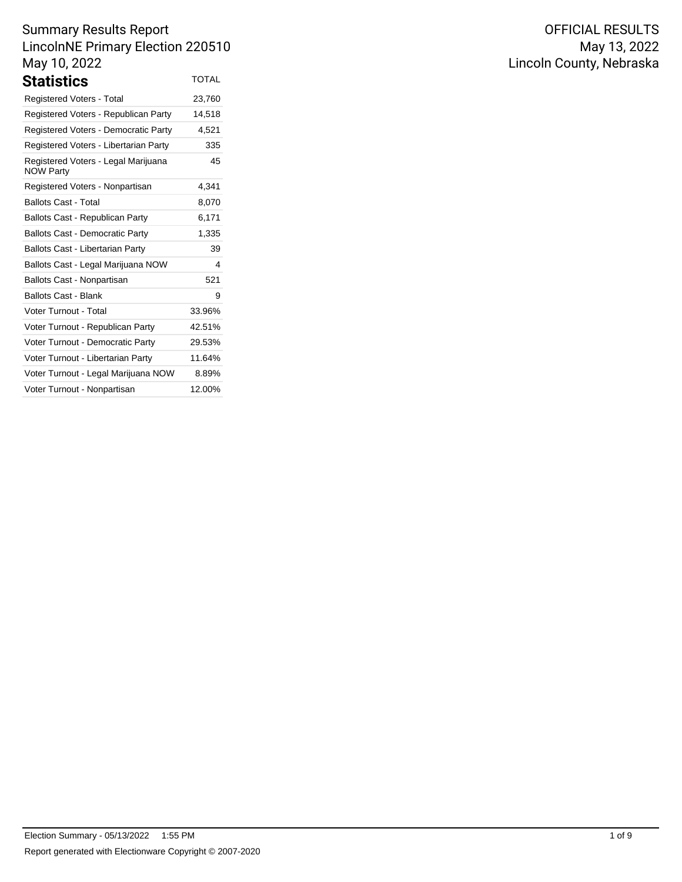Summary Results Report
LincolnNE Primary Election 220510
May 10, 2022

OFFICIAL RESULTS
May 13, 2022
Lincoln County, Nebraska

## Statistics

| | TOTAL |
|---|---|
| Registered Voters - Total | 23,760 |
| Registered Voters - Republican Party | 14,518 |
| Registered Voters - Democratic Party | 4,521 |
| Registered Voters - Libertarian Party | 335 |
| Registered Voters - Legal Marijuana NOW Party | 45 |
| Registered Voters - Nonpartisan | 4,341 |
| Ballots Cast - Total | 8,070 |
| Ballots Cast - Republican Party | 6,171 |
| Ballots Cast - Democratic Party | 1,335 |
| Ballots Cast - Libertarian Party | 39 |
| Ballots Cast - Legal Marijuana NOW | 4 |
| Ballots Cast - Nonpartisan | 521 |
| Ballots Cast - Blank | 9 |
| Voter Turnout - Total | 33.96% |
| Voter Turnout - Republican Party | 42.51% |
| Voter Turnout - Democratic Party | 29.53% |
| Voter Turnout - Libertarian Party | 11.64% |
| Voter Turnout - Legal Marijuana NOW | 8.89% |
| Voter Turnout - Nonpartisan | 12.00% |

Election Summary - 05/13/2022 1:55 PM

Report generated with Electionware Copyright © 2007-2020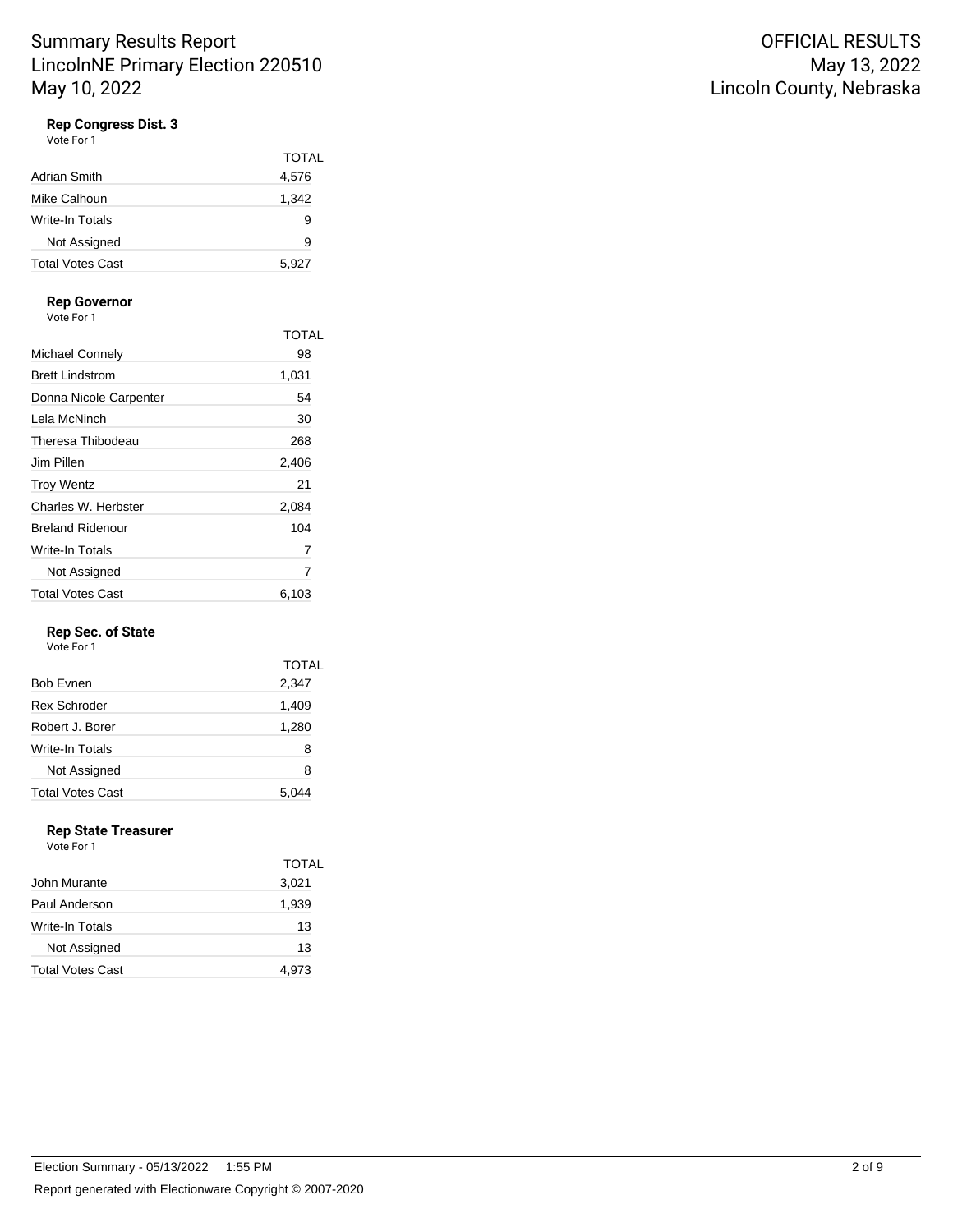## Rep Congress Dist. 3

Vote For 1

| | TOTAL |
|---|---|
| Adrian Smith | 4,576 |
| Mike Calhoun | 1,342 |
| Write-In Totals | 9 |
| Not Assigned | 9 |
| Total Votes Cast | 5,927 |

## Rep Governor

Vote For 1

| | TOTAL |
|---|---|
| Michael Connely | 98 |
| Brett Lindstrom | 1,031 |
| Donna Nicole Carpenter | 54 |
| Lela McNinch | 30 |
| Theresa Thibodeau | 268 |
| Jim Pillen | 2,406 |
| Troy Wentz | 21 |
| Charles W. Herbster | 2,084 |
| Breland Ridenour | 104 |
| Write-In Totals | 7 |
| Not Assigned | 7 |
| Total Votes Cast | 6,103 |

## Rep Sec. of State

Vote For 1

| | TOTAL |
|---|---|
| Bob Evnen | 2,347 |
| Rex Schroder | 1,409 |
| Robert J. Borer | 1,280 |
| Write-In Totals | 8 |
| Not Assigned | 8 |
| Total Votes Cast | 5,044 |

## Rep State Treasurer

Vote For 1

| | TOTAL |
|---|---|
| John Murante | 3,021 |
| Paul Anderson | 1,939 |
| Write-In Totals | 13 |
| Not Assigned | 13 |
| Total Votes Cast | 4,973 |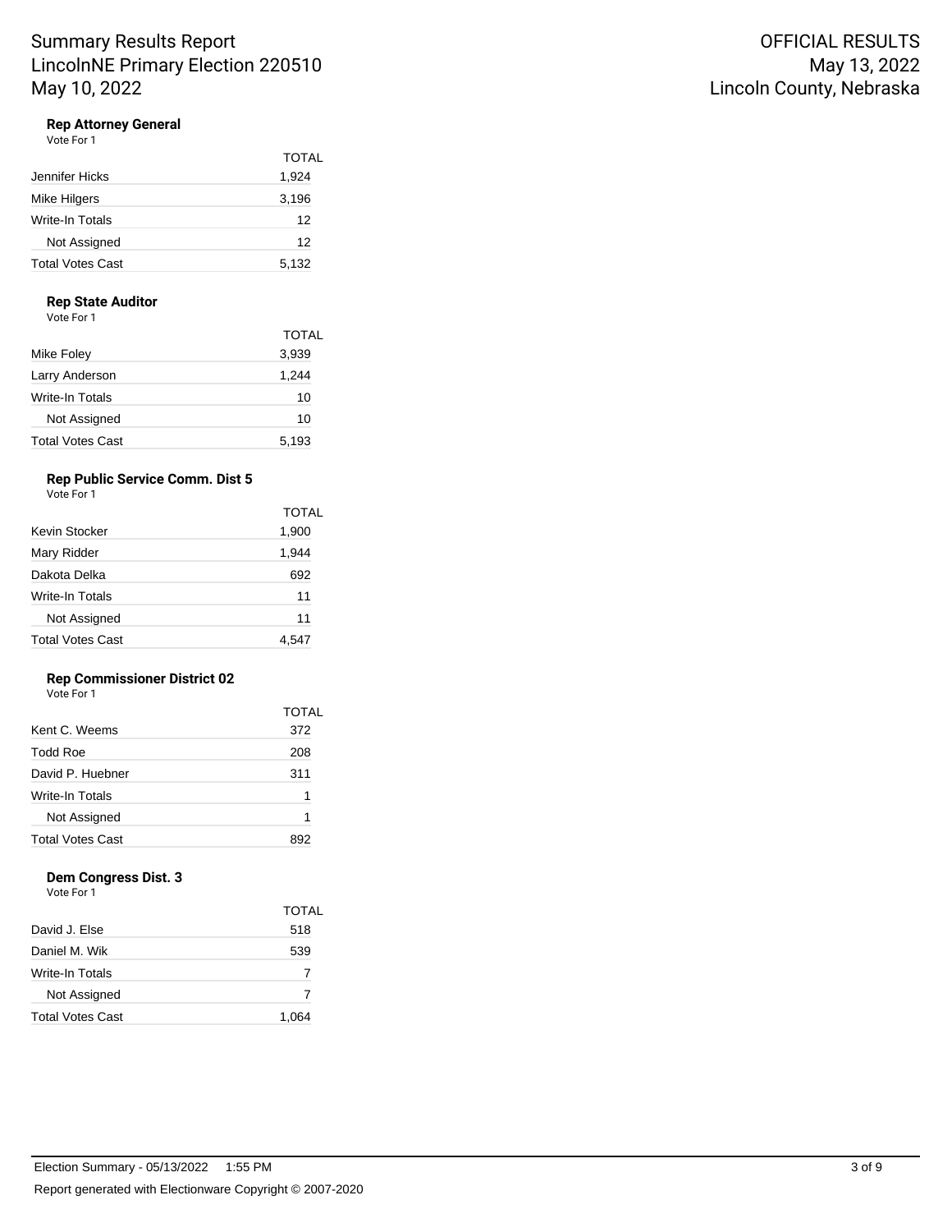Summary Results Report
LincolnNE Primary Election 220510
May 10, 2022

OFFICIAL RESULTS
May 13, 2022
Lincoln County, Nebraska

### Rep Attorney General

Vote For 1

| | TOTAL |
|---|---|
| Jennifer Hicks | 1,924 |
| Mike Hilgers | 3,196 |
| Write-In Totals | 12 |
| Not Assigned | 12 |
| Total Votes Cast | 5,132 |

### Rep State Auditor

Vote For 1

| | TOTAL |
|---|---|
| Mike Foley | 3,939 |
| Larry Anderson | 1,244 |
| Write-In Totals | 10 |
| Not Assigned | 10 |
| Total Votes Cast | 5,193 |

### Rep Public Service Comm. Dist 5

Vote For 1

| | TOTAL |
|---|---|
| Kevin Stocker | 1,900 |
| Mary Ridder | 1,944 |
| Dakota Delka | 692 |
| Write-In Totals | 11 |
| Not Assigned | 11 |
| Total Votes Cast | 4,547 |

### Rep Commissioner District 02

Vote For 1

| | TOTAL |
|---|---|
| Kent C. Weems | 372 |
| Todd Roe | 208 |
| David P. Huebner | 311 |
| Write-In Totals | 1 |
| Not Assigned | 1 |
| Total Votes Cast | 892 |

### Dem Congress Dist. 3

Vote For 1

| | TOTAL |
|---|---|
| David J. Else | 518 |
| Daniel M. Wik | 539 |
| Write-In Totals | 7 |
| Not Assigned | 7 |
| Total Votes Cast | 1,064 |

Election Summary - 05/13/2022 1:55 PM

Report generated with Electionware Copyright © 2007-2020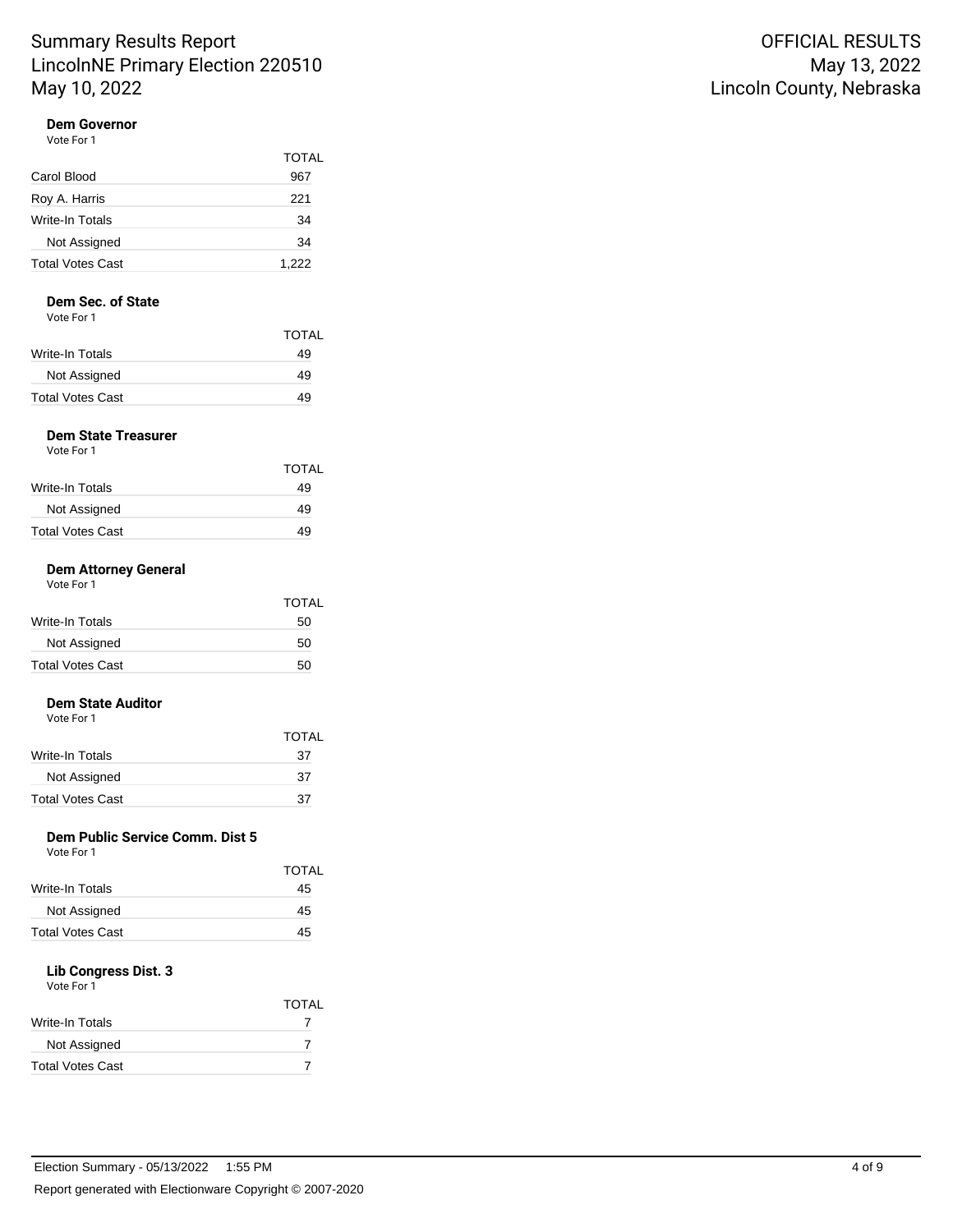Summary Results Report
LincolnNE Primary Election 220510
May 10, 2022

OFFICIAL RESULTS
May 13, 2022
Lincoln County, Nebraska

**Dem Governor**
Vote For 1

| | TOTAL |
|---|---|
| Carol Blood | 967 |
| Roy A. Harris | 221 |
| Write-In Totals | 34 |
| Not Assigned | 34 |
| Total Votes Cast | 1,222 |

**Dem Sec. of State**
Vote For 1

| | TOTAL |
|---|---|
| Write-In Totals | 49 |
| Not Assigned | 49 |
| Total Votes Cast | 49 |

**Dem State Treasurer**
Vote For 1

| | TOTAL |
|---|---|
| Write-In Totals | 49 |
| Not Assigned | 49 |
| Total Votes Cast | 49 |

**Dem Attorney General**
Vote For 1

| | TOTAL |
|---|---|
| Write-In Totals | 50 |
| Not Assigned | 50 |
| Total Votes Cast | 50 |

**Dem State Auditor**
Vote For 1

| | TOTAL |
|---|---|
| Write-In Totals | 37 |
| Not Assigned | 37 |
| Total Votes Cast | 37 |

**Dem Public Service Comm. Dist 5**
Vote For 1

| | TOTAL |
|---|---|
| Write-In Totals | 45 |
| Not Assigned | 45 |
| Total Votes Cast | 45 |

**Lib Congress Dist. 3**
Vote For 1

| | TOTAL |
|---|---|
| Write-In Totals | 7 |
| Not Assigned | 7 |
| Total Votes Cast | 7 |

Election Summary - 05/13/2022 1:55 PM

Report generated with Electionware Copyright © 2007-2020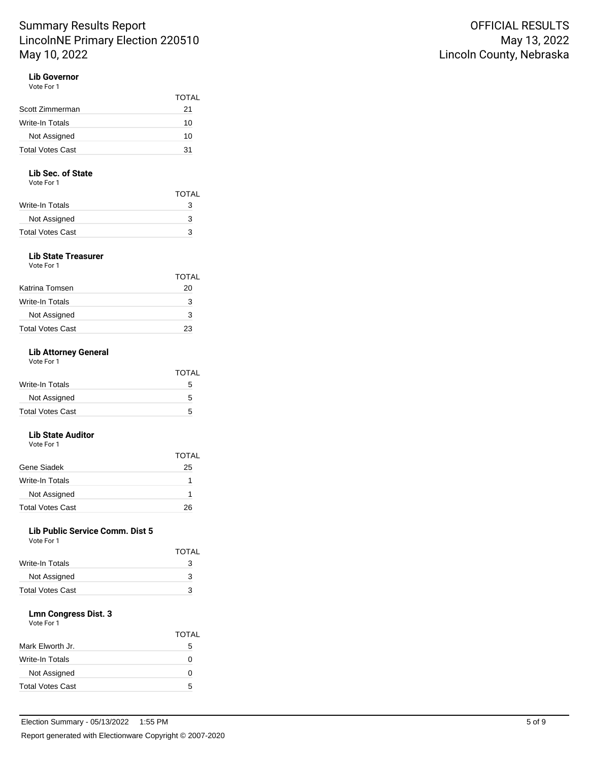### Lib Governor

Vote For 1

| | TOTAL |
|---|---|
| Scott Zimmerman | 21 |
| Write-In Totals | 10 |
| Not Assigned | 10 |
| Total Votes Cast | 31 |

### Lib Sec. of State

Vote For 1

| | TOTAL |
|---|---|
| Write-In Totals | 3 |
| Not Assigned | 3 |
| Total Votes Cast | 3 |

### Lib State Treasurer

Vote For 1

| | TOTAL |
|---|---|
| Katrina Tomsen | 20 |
| Write-In Totals | 3 |
| Not Assigned | 3 |
| Total Votes Cast | 23 |

### Lib Attorney General

Vote For 1

| | TOTAL |
|---|---|
| Write-In Totals | 5 |
| Not Assigned | 5 |
| Total Votes Cast | 5 |

### Lib State Auditor

Vote For 1

| | TOTAL |
|---|---|
| Gene Siadek | 25 |
| Write-In Totals | 1 |
| Not Assigned | 1 |
| Total Votes Cast | 26 |

### Lib Public Service Comm. Dist 5

Vote For 1

| | TOTAL |
|---|---|
| Write-In Totals | 3 |
| Not Assigned | 3 |
| Total Votes Cast | 3 |

### Lmn Congress Dist. 3

Vote For 1

| | TOTAL |
|---|---|
| Mark Elworth Jr. | 5 |
| Write-In Totals | 0 |
| Not Assigned | 0 |
| Total Votes Cast | 5 |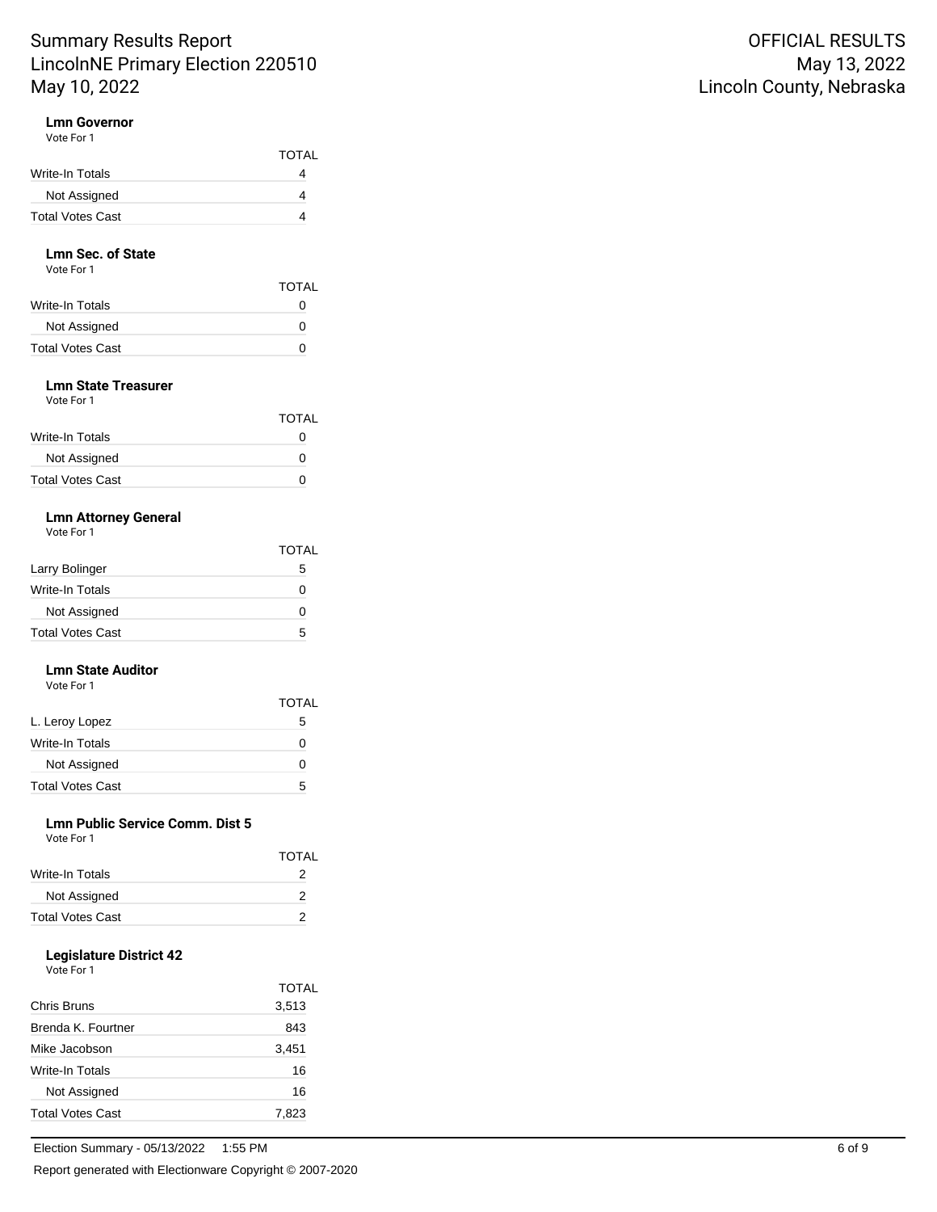# Summary Results Report
# LincolnNE Primary Election 220510
# May 10, 2022

OFFICIAL RESULTS
May 13, 2022
Lincoln County, Nebraska

**Lmn Governor**
Vote For 1

| | TOTAL |
|---|---|
| Write-In Totals | 4 |
| Not Assigned | 4 |
| Total Votes Cast | 4 |

**Lmn Sec. of State**
Vote For 1

| | TOTAL |
|---|---|
| Write-In Totals | 0 |
| Not Assigned | 0 |
| Total Votes Cast | 0 |

**Lmn State Treasurer**
Vote For 1

| | TOTAL |
|---|---|
| Write-In Totals | 0 |
| Not Assigned | 0 |
| Total Votes Cast | 0 |

**Lmn Attorney General**
Vote For 1

| | TOTAL |
|---|---|
| Larry Bolinger | 5 |
| Write-In Totals | 0 |
| Not Assigned | 0 |
| Total Votes Cast | 5 |

**Lmn State Auditor**
Vote For 1

| | TOTAL |
|---|---|
| L. Leroy Lopez | 5 |
| Write-In Totals | 0 |
| Not Assigned | 0 |
| Total Votes Cast | 5 |

**Lmn Public Service Comm. Dist 5**
Vote For 1

| | TOTAL |
|---|---|
| Write-In Totals | 2 |
| Not Assigned | 2 |
| Total Votes Cast | 2 |

**Legislature District 42**
Vote For 1

| | TOTAL |
|---|---|
| Chris Bruns | 3,513 |
| Brenda K. Fourtner | 843 |
| Mike Jacobson | 3,451 |
| Write-In Totals | 16 |
| Not Assigned | 16 |
| Total Votes Cast | 7,823 |

Election Summary - 05/13/2022 1:55 PM

Report generated with Electionware Copyright © 2007-2020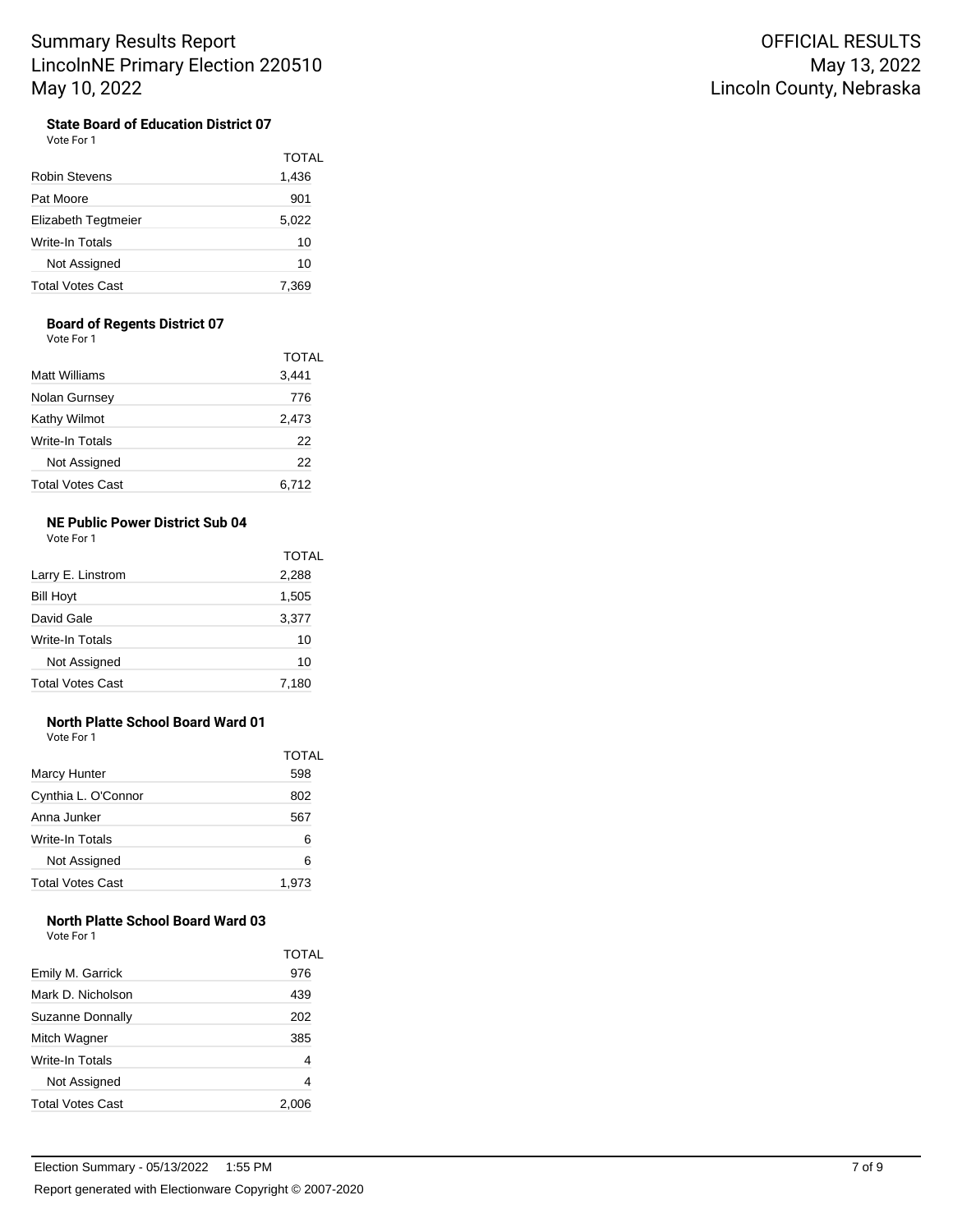Summary Results Report
LincolnNE Primary Election 220510
May 10, 2022

OFFICIAL RESULTS
May 13, 2022
Lincoln County, Nebraska

### State Board of Education District 07

Vote For 1

| | TOTAL |
|---|---|
| Robin Stevens | 1,436 |
| Pat Moore | 901 |
| Elizabeth Tegtmeier | 5,022 |
| Write-In Totals | 10 |
| Not Assigned | 10 |
| Total Votes Cast | 7,369 |

### Board of Regents District 07

Vote For 1

| | TOTAL |
|---|---|
| Matt Williams | 3,441 |
| Nolan Gurnsey | 776 |
| Kathy Wilmot | 2,473 |
| Write-In Totals | 22 |
| Not Assigned | 22 |
| Total Votes Cast | 6,712 |

### NE Public Power District Sub 04

Vote For 1

| | TOTAL |
|---|---|
| Larry E. Linstrom | 2,288 |
| Bill Hoyt | 1,505 |
| David Gale | 3,377 |
| Write-In Totals | 10 |
| Not Assigned | 10 |
| Total Votes Cast | 7,180 |

### North Platte School Board Ward 01

Vote For 1

| | TOTAL |
|---|---|
| Marcy Hunter | 598 |
| Cynthia L. O'Connor | 802 |
| Anna Junker | 567 |
| Write-In Totals | 6 |
| Not Assigned | 6 |
| Total Votes Cast | 1,973 |

### North Platte School Board Ward 03

Vote For 1

| | TOTAL |
|---|---|
| Emily M. Garrick | 976 |
| Mark D. Nicholson | 439 |
| Suzanne Donnally | 202 |
| Mitch Wagner | 385 |
| Write-In Totals | 4 |
| Not Assigned | 4 |
| Total Votes Cast | 2,006 |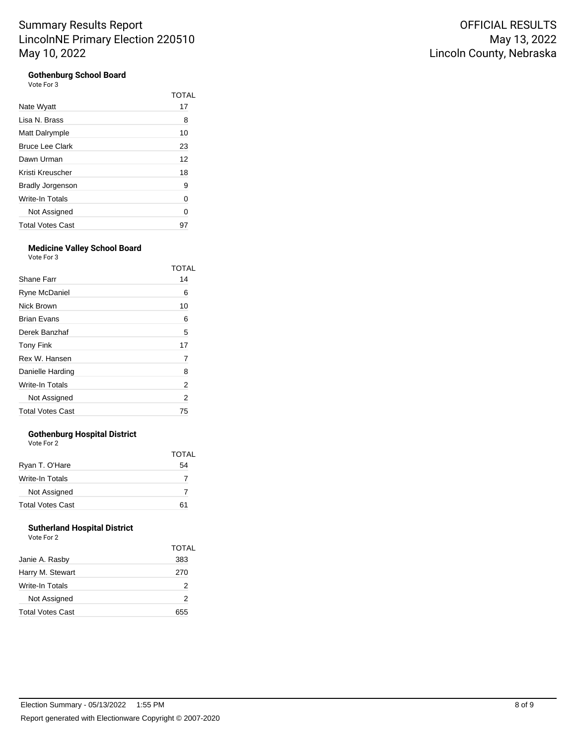# Summary Results Report
LincolnNE Primary Election 220510
May 10, 2022

OFFICIAL RESULTS
May 13, 2022
Lincoln County, Nebraska

### Gothenburg School Board

Vote For 3

| | TOTAL |
|---|---|
| Nate Wyatt | 17 |
| Lisa N. Brass | 8 |
| Matt Dalrymple | 10 |
| Bruce Lee Clark | 23 |
| Dawn Urman | 12 |
| Kristi Kreuscher | 18 |
| Bradly Jorgenson | 9 |
| Write-In Totals | 0 |
| Not Assigned | 0 |
| Total Votes Cast | 97 |

### Medicine Valley School Board

Vote For 3

| | TOTAL |
|---|---|
| Shane Farr | 14 |
| Ryne McDaniel | 6 |
| Nick Brown | 10 |
| Brian Evans | 6 |
| Derek Banzhaf | 5 |
| Tony Fink | 17 |
| Rex W. Hansen | 7 |
| Danielle Harding | 8 |
| Write-In Totals | 2 |
| Not Assigned | 2 |
| Total Votes Cast | 75 |

### Gothenburg Hospital District

Vote For 2

| | TOTAL |
|---|---|
| Ryan T. O'Hare | 54 |
| Write-In Totals | 7 |
| Not Assigned | 7 |
| Total Votes Cast | 61 |

### Sutherland Hospital District

Vote For 2

| | TOTAL |
|---|---|
| Janie A. Rasby | 383 |
| Harry M. Stewart | 270 |
| Write-In Totals | 2 |
| Not Assigned | 2 |
| Total Votes Cast | 655 |

Election Summary - 05/13/2022 1:55 PM

Report generated with Electionware Copyright © 2007-2020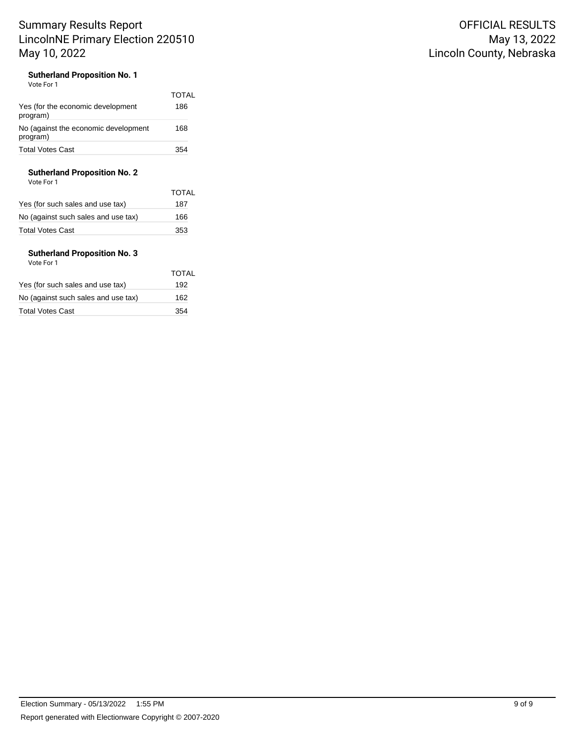#### Sutherland Proposition No. 1

Vote For 1

| | TOTAL |
|---|---|
| Yes (for the economic development program) | 186 |
| No (against the economic development program) | 168 |
| Total Votes Cast | 354 |

#### Sutherland Proposition No. 2

Vote For 1

| | TOTAL |
|---|---|
| Yes (for such sales and use tax) | 187 |
| No (against such sales and use tax) | 166 |
| Total Votes Cast | 353 |

#### Sutherland Proposition No. 3

Vote For 1

| | TOTAL |
|---|---|
| Yes (for such sales and use tax) | 192 |
| No (against such sales and use tax) | 162 |
| Total Votes Cast | 354 |